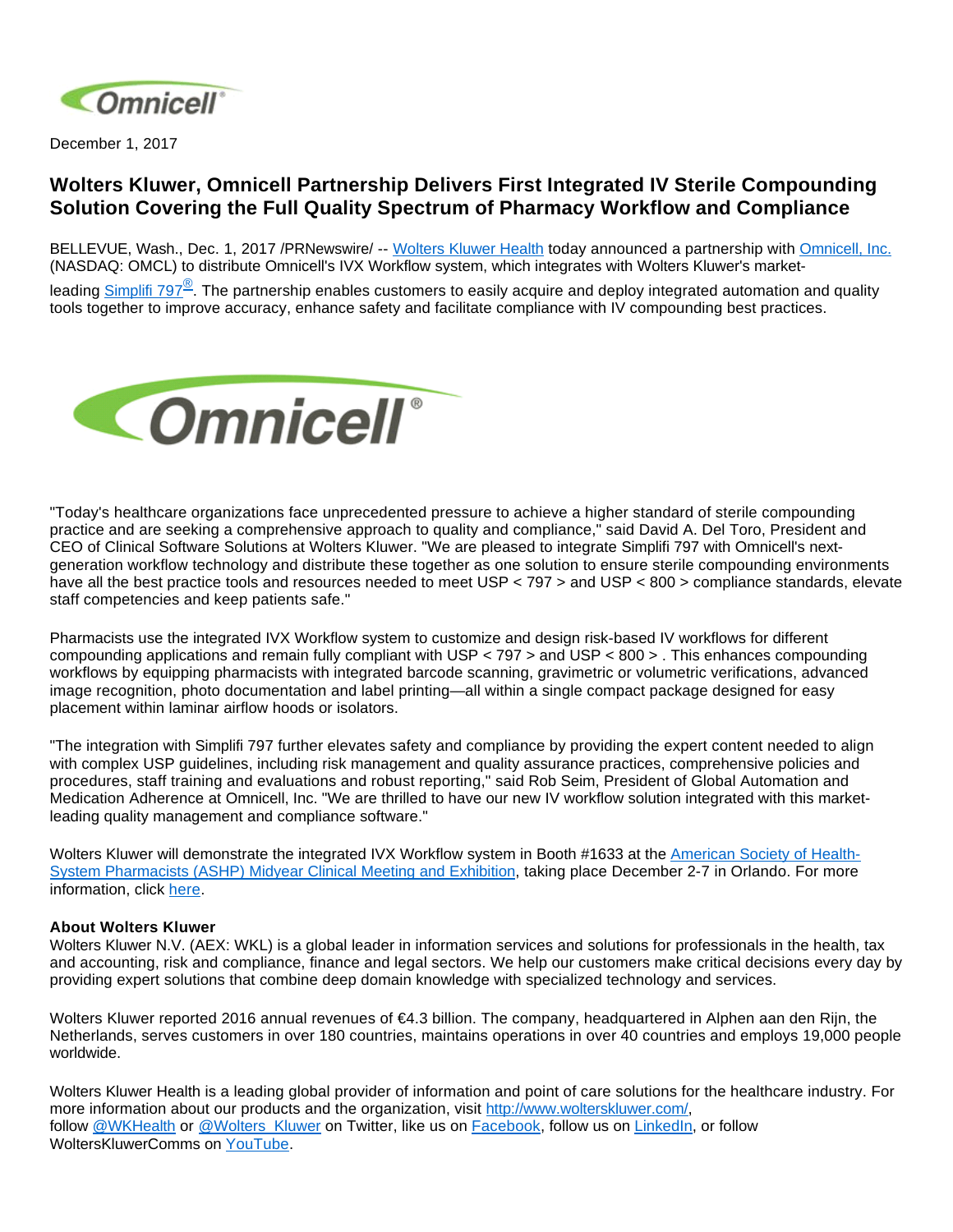December 1, 2017

# Wolters Kluwer, Omnicell Partnership Delivers First Integrated IV Sterile Compounding Solution Covering the Full Quality Spectrum of Pharmacy Workflow and Compliance

BELLEVUE, Wash., Dec. 1, 2017 /PRNewswire/ -- Wolters Kluwer Health today announced a partnership with Omnicell, Inc. (NASDAQ: OMCL) to distribute Omnicell's IVX Workflow system, which integrates with Wolters Kluwer's market-leading Simplifi 797®. The partnership enables customers to easily acquire and deploy integrated automation and quality tools together to improve accuracy, enhance safety and facilitate compliance with IV compounding best practices.

"Today's healthcare organizations face unprecedented pressure to achieve a higher standard of sterile compounding practice and are seeking a comprehensive approach to quality and compliance," said David A. Del Toro, President and CEO of Clinical Software Solutions at Wolters Kluwer. "We are pleased to integrate Simplifi 797 with Omnicell's next-generation workflow technology and distribute these together as one solution to ensure sterile compounding environments have all the best practice tools and resources needed to meet USP < 797 > and USP < 800 > compliance standards, elevate staff competencies and keep patients safe."

Pharmacists use the integrated IVX Workflow system to customize and design risk-based IV workflows for different compounding applications and remain fully compliant with USP < 797 > and USP < 800 > . This enhances compounding workflows by equipping pharmacists with integrated barcode scanning, gravimetric or volumetric verifications, advanced image recognition, photo documentation and label printing—all within a single compact package designed for easy placement within laminar airflow hoods or isolators.

"The integration with Simplifi 797 further elevates safety and compliance by providing the expert content needed to align with complex USP guidelines, including risk management and quality assurance practices, comprehensive policies and procedures, staff training and evaluations and robust reporting," said Rob Seim, President of Global Automation and Medication Adherence at Omnicell, Inc. "We are thrilled to have our new IV workflow solution integrated with this market-leading quality management and compliance software."

Wolters Kluwer will demonstrate the integrated IVX Workflow system in Booth #1633 at the American Society of Health-System Pharmacists (ASHP) Midyear Clinical Meeting and Exhibition, taking place December 2-7 in Orlando. For more information, click here.

**About Wolters Kluwer**
Wolters Kluwer N.V. (AEX: WKL) is a global leader in information services and solutions for professionals in the health, tax and accounting, risk and compliance, finance and legal sectors. We help our customers make critical decisions every day by providing expert solutions that combine deep domain knowledge with specialized technology and services.

Wolters Kluwer reported 2016 annual revenues of €4.3 billion. The company, headquartered in Alphen aan den Rijn, the Netherlands, serves customers in over 180 countries, maintains operations in over 40 countries and employs 19,000 people worldwide.

Wolters Kluwer Health is a leading global provider of information and point of care solutions for the healthcare industry. For more information about our products and the organization, visit http://www.wolterskluwer.com/, follow @WKHealth or @Wolters_Kluwer on Twitter, like us on Facebook, follow us on LinkedIn, or follow WoltersKluwerComms on YouTube.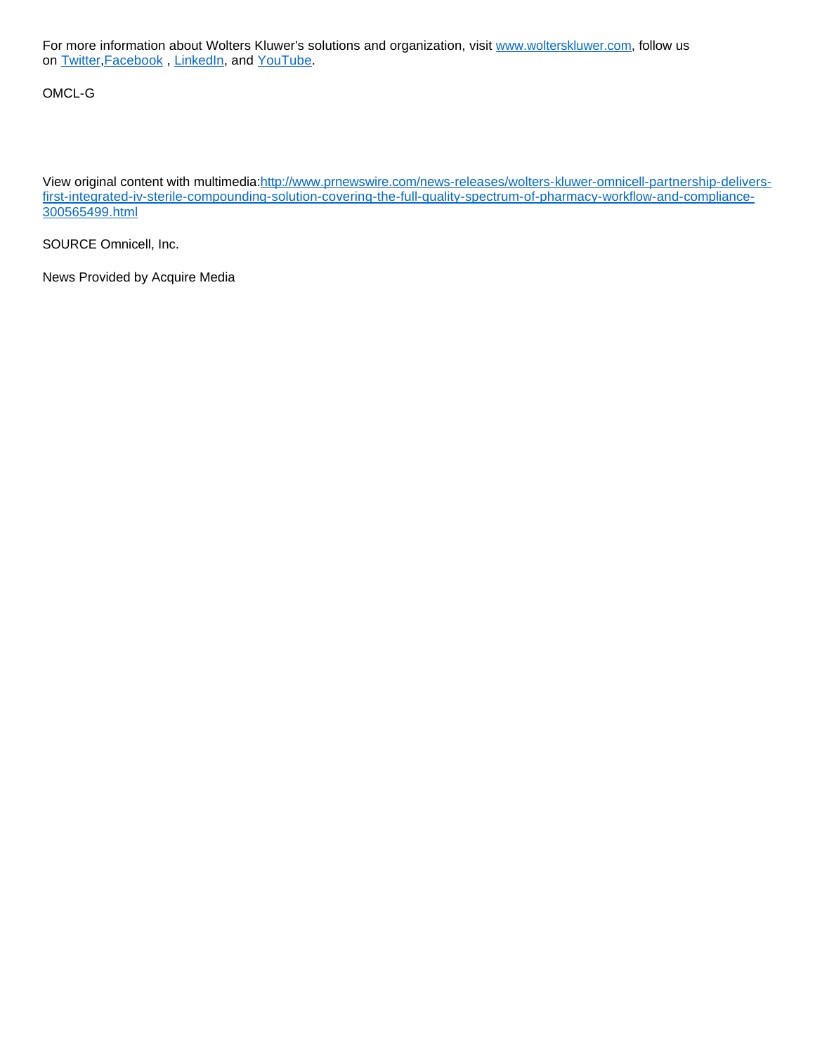For more information about Wolters Kluwer's solutions and organization, visit [www.wolterskluwer.com](http://www.wolterskluwer.com), follow us on [Twitter](),[Facebook]() , [LinkedIn](), and [YouTube]().

OMCL-G

View original content with multimedia:[http://www.prnewswire.com/news-releases/wolters-kluwer-omnicell-partnership-delivers-first-integrated-iv-sterile-compounding-solution-covering-the-full-quality-spectrum-of-pharmacy-workflow-and-compliance-300565499.html](http://www.prnewswire.com/news-releases/wolters-kluwer-omnicell-partnership-delivers-first-integrated-iv-sterile-compounding-solution-covering-the-full-quality-spectrum-of-pharmacy-workflow-and-compliance-300565499.html)

SOURCE Omnicell, Inc.

News Provided by Acquire Media